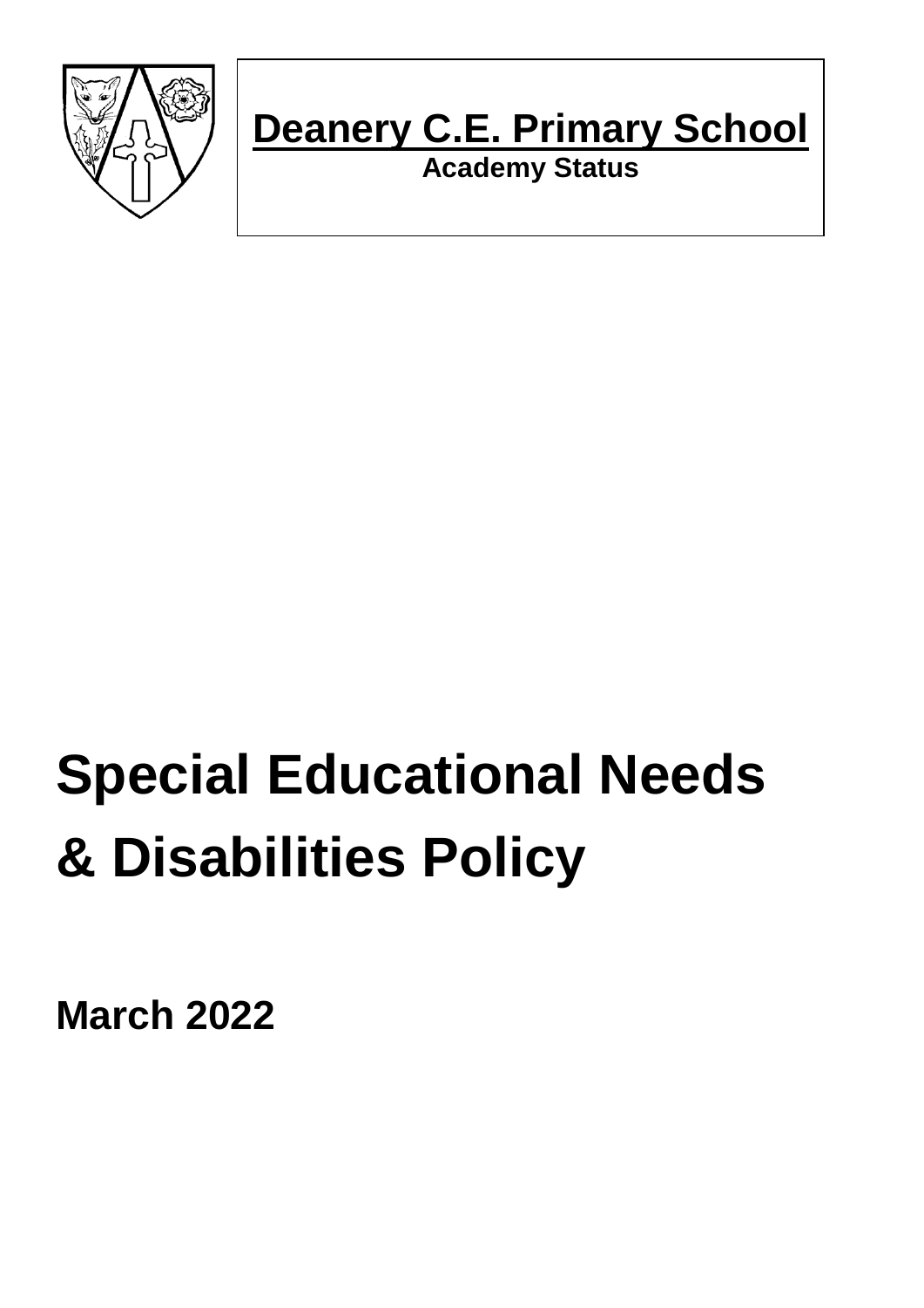**Deanery C.E. Primary School**

**Academy Status**

# Special Educational Needs & Disabilities Policy

**March 2022**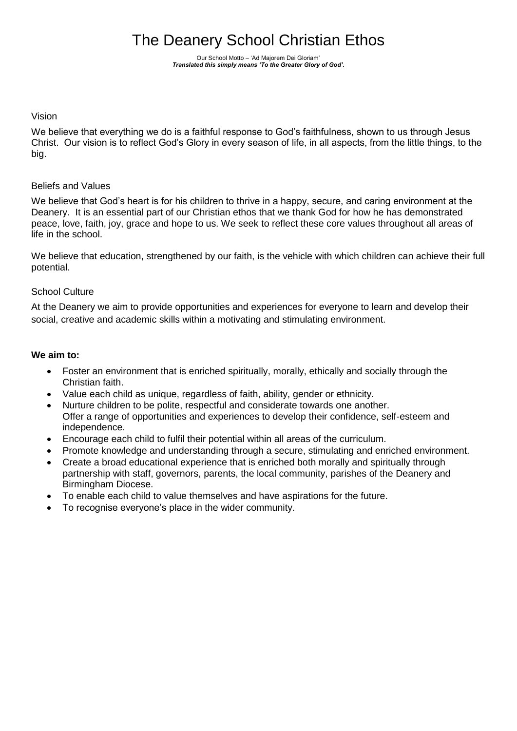# The Deanery School Christian Ethos

Our School Motto – 'Ad Majorem Dei Gloriam'
***Translated this simply means 'To the Greater Glory of God'.***

## Vision

We believe that everything we do is a faithful response to God's faithfulness, shown to us through Jesus Christ. Our vision is to reflect God's Glory in every season of life, in all aspects, from the little things, to the big.

## Beliefs and Values

We believe that God's heart is for his children to thrive in a happy, secure, and caring environment at the Deanery. It is an essential part of our Christian ethos that we thank God for how he has demonstrated peace, love, faith, joy, grace and hope to us. We seek to reflect these core values throughout all areas of life in the school.

We believe that education, strengthened by our faith, is the vehicle with which children can achieve their full potential.

## School Culture

At the Deanery we aim to provide opportunities and experiences for everyone to learn and develop their social, creative and academic skills within a motivating and stimulating environment.

**We aim to:**

- Foster an environment that is enriched spiritually, morally, ethically and socially through the Christian faith.
- Value each child as unique, regardless of faith, ability, gender or ethnicity.
- Nurture children to be polite, respectful and considerate towards one another.
  Offer a range of opportunities and experiences to develop their confidence, self-esteem and independence.
- Encourage each child to fulfil their potential within all areas of the curriculum.
- Promote knowledge and understanding through a secure, stimulating and enriched environment.
- Create a broad educational experience that is enriched both morally and spiritually through partnership with staff, governors, parents, the local community, parishes of the Deanery and Birmingham Diocese.
- To enable each child to value themselves and have aspirations for the future.
- To recognise everyone's place in the wider community.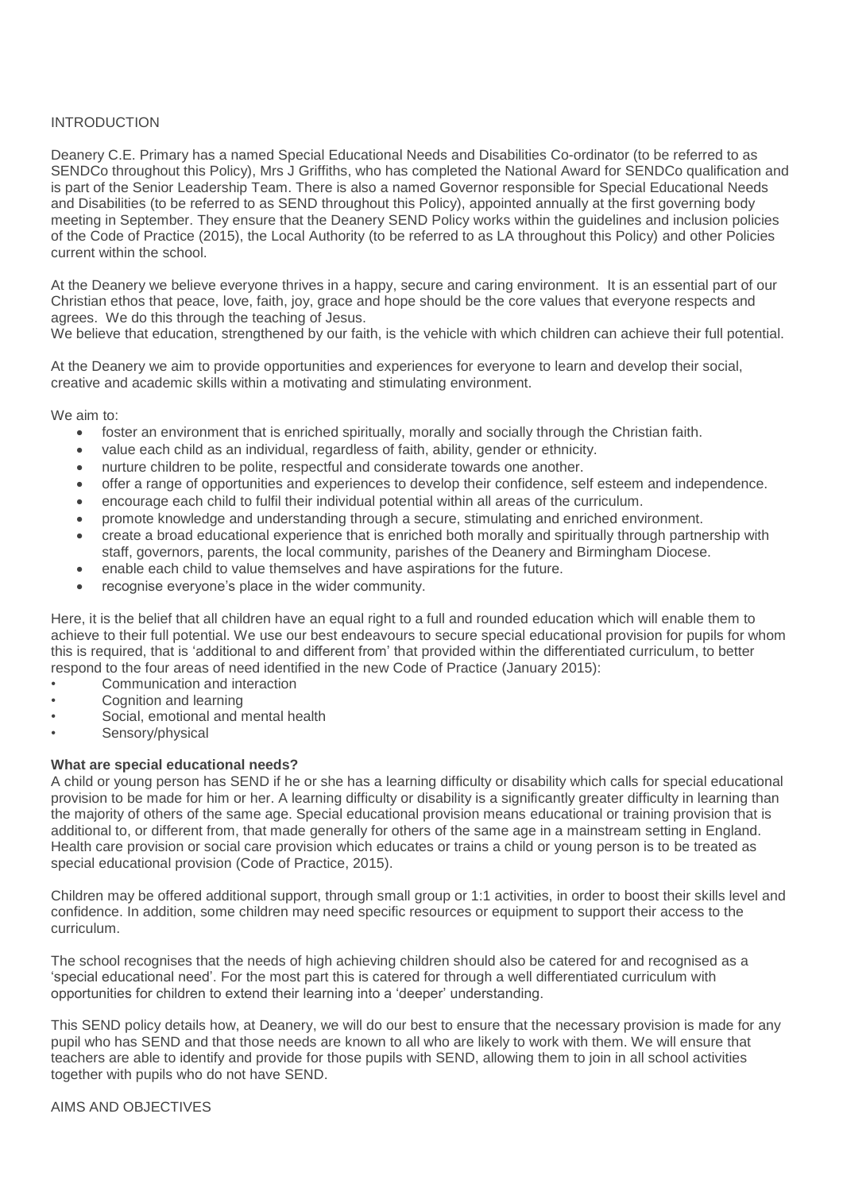## INTRODUCTION

Deanery C.E. Primary has a named Special Educational Needs and Disabilities Co-ordinator (to be referred to as SENDCo throughout this Policy), Mrs J Griffiths, who has completed the National Award for SENDCo qualification and is part of the Senior Leadership Team. There is also a named Governor responsible for Special Educational Needs and Disabilities (to be referred to as SEND throughout this Policy), appointed annually at the first governing body meeting in September. They ensure that the Deanery SEND Policy works within the guidelines and inclusion policies of the Code of Practice (2015), the Local Authority (to be referred to as LA throughout this Policy) and other Policies current within the school.

At the Deanery we believe everyone thrives in a happy, secure and caring environment. It is an essential part of our Christian ethos that peace, love, faith, joy, grace and hope should be the core values that everyone respects and agrees. We do this through the teaching of Jesus.
We believe that education, strengthened by our faith, is the vehicle with which children can achieve their full potential.

At the Deanery we aim to provide opportunities and experiences for everyone to learn and develop their social, creative and academic skills within a motivating and stimulating environment.

We aim to:

- foster an environment that is enriched spiritually, morally and socially through the Christian faith.
- value each child as an individual, regardless of faith, ability, gender or ethnicity.
- nurture children to be polite, respectful and considerate towards one another.
- offer a range of opportunities and experiences to develop their confidence, self esteem and independence.
- encourage each child to fulfil their individual potential within all areas of the curriculum.
- promote knowledge and understanding through a secure, stimulating and enriched environment.
- create a broad educational experience that is enriched both morally and spiritually through partnership with staff, governors, parents, the local community, parishes of the Deanery and Birmingham Diocese.
- enable each child to value themselves and have aspirations for the future.
- recognise everyone's place in the wider community.

Here, it is the belief that all children have an equal right to a full and rounded education which will enable them to achieve to their full potential. We use our best endeavours to secure special educational provision for pupils for whom this is required, that is 'additional to and different from' that provided within the differentiated curriculum, to better respond to the four areas of need identified in the new Code of Practice (January 2015):

- Communication and interaction
- Cognition and learning
- Social, emotional and mental health
- Sensory/physical

**What are special educational needs?**
A child or young person has SEND if he or she has a learning difficulty or disability which calls for special educational provision to be made for him or her. A learning difficulty or disability is a significantly greater difficulty in learning than the majority of others of the same age. Special educational provision means educational or training provision that is additional to, or different from, that made generally for others of the same age in a mainstream setting in England. Health care provision or social care provision which educates or trains a child or young person is to be treated as special educational provision (Code of Practice, 2015).

Children may be offered additional support, through small group or 1:1 activities, in order to boost their skills level and confidence. In addition, some children may need specific resources or equipment to support their access to the curriculum.

The school recognises that the needs of high achieving children should also be catered for and recognised as a 'special educational need'. For the most part this is catered for through a well differentiated curriculum with opportunities for children to extend their learning into a 'deeper' understanding.

This SEND policy details how, at Deanery, we will do our best to ensure that the necessary provision is made for any pupil who has SEND and that those needs are known to all who are likely to work with them. We will ensure that teachers are able to identify and provide for those pupils with SEND, allowing them to join in all school activities together with pupils who do not have SEND.

## AIMS AND OBJECTIVES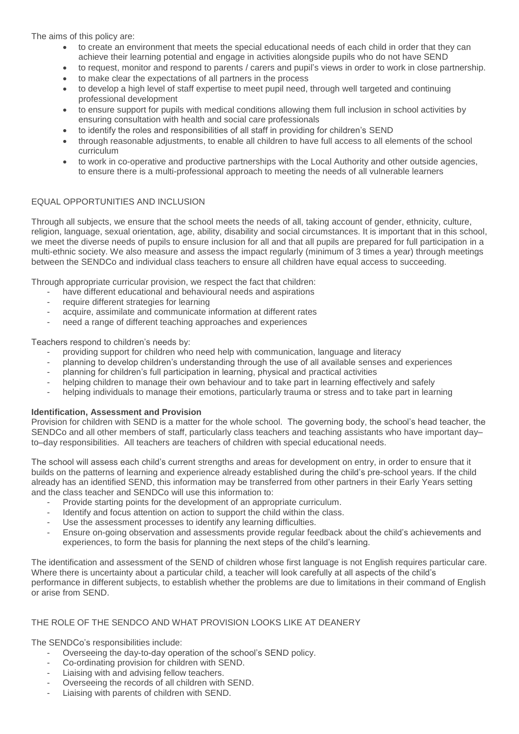The aims of this policy are:

- to create an environment that meets the special educational needs of each child in order that they can achieve their learning potential and engage in activities alongside pupils who do not have SEND
- to request, monitor and respond to parents / carers and pupil's views in order to work in close partnership.
- to make clear the expectations of all partners in the process
- to develop a high level of staff expertise to meet pupil need, through well targeted and continuing professional development
- to ensure support for pupils with medical conditions allowing them full inclusion in school activities by ensuring consultation with health and social care professionals
- to identify the roles and responsibilities of all staff in providing for children's SEND
- through reasonable adjustments, to enable all children to have full access to all elements of the school curriculum
- to work in co-operative and productive partnerships with the Local Authority and other outside agencies, to ensure there is a multi-professional approach to meeting the needs of all vulnerable learners

## EQUAL OPPORTUNITIES AND INCLUSION

Through all subjects, we ensure that the school meets the needs of all, taking account of gender, ethnicity, culture, religion, language, sexual orientation, age, ability, disability and social circumstances. It is important that in this school, we meet the diverse needs of pupils to ensure inclusion for all and that all pupils are prepared for full participation in a multi-ethnic society. We also measure and assess the impact regularly (minimum of 3 times a year) through meetings between the SENDCo and individual class teachers to ensure all children have equal access to succeeding.

Through appropriate curricular provision, we respect the fact that children:

- have different educational and behavioural needs and aspirations
- require different strategies for learning
- acquire, assimilate and communicate information at different rates
- need a range of different teaching approaches and experiences

Teachers respond to children's needs by:

- providing support for children who need help with communication, language and literacy
- planning to develop children's understanding through the use of all available senses and experiences
- planning for children's full participation in learning, physical and practical activities
- helping children to manage their own behaviour and to take part in learning effectively and safely
- helping individuals to manage their emotions, particularly trauma or stress and to take part in learning

**Identification, Assessment and Provision**

Provision for children with SEND is a matter for the whole school. The governing body, the school's head teacher, the SENDCo and all other members of staff, particularly class teachers and teaching assistants who have important day–to–day responsibilities. All teachers are teachers of children with special educational needs.

The school will assess each child's current strengths and areas for development on entry, in order to ensure that it builds on the patterns of learning and experience already established during the child's pre-school years. If the child already has an identified SEND, this information may be transferred from other partners in their Early Years setting and the class teacher and SENDCo will use this information to:

- Provide starting points for the development of an appropriate curriculum.
- Identify and focus attention on action to support the child within the class.
- Use the assessment processes to identify any learning difficulties.
- Ensure on-going observation and assessments provide regular feedback about the child's achievements and experiences, to form the basis for planning the next steps of the child's learning.

The identification and assessment of the SEND of children whose first language is not English requires particular care. Where there is uncertainty about a particular child, a teacher will look carefully at all aspects of the child's performance in different subjects, to establish whether the problems are due to limitations in their command of English or arise from SEND.

## THE ROLE OF THE SENDCO AND WHAT PROVISION LOOKS LIKE AT DEANERY

The SENDCo's responsibilities include:

- Overseeing the day-to-day operation of the school's SEND policy.
- Co-ordinating provision for children with SEND.
- Liaising with and advising fellow teachers.
- Overseeing the records of all children with SEND.
- Liaising with parents of children with SEND.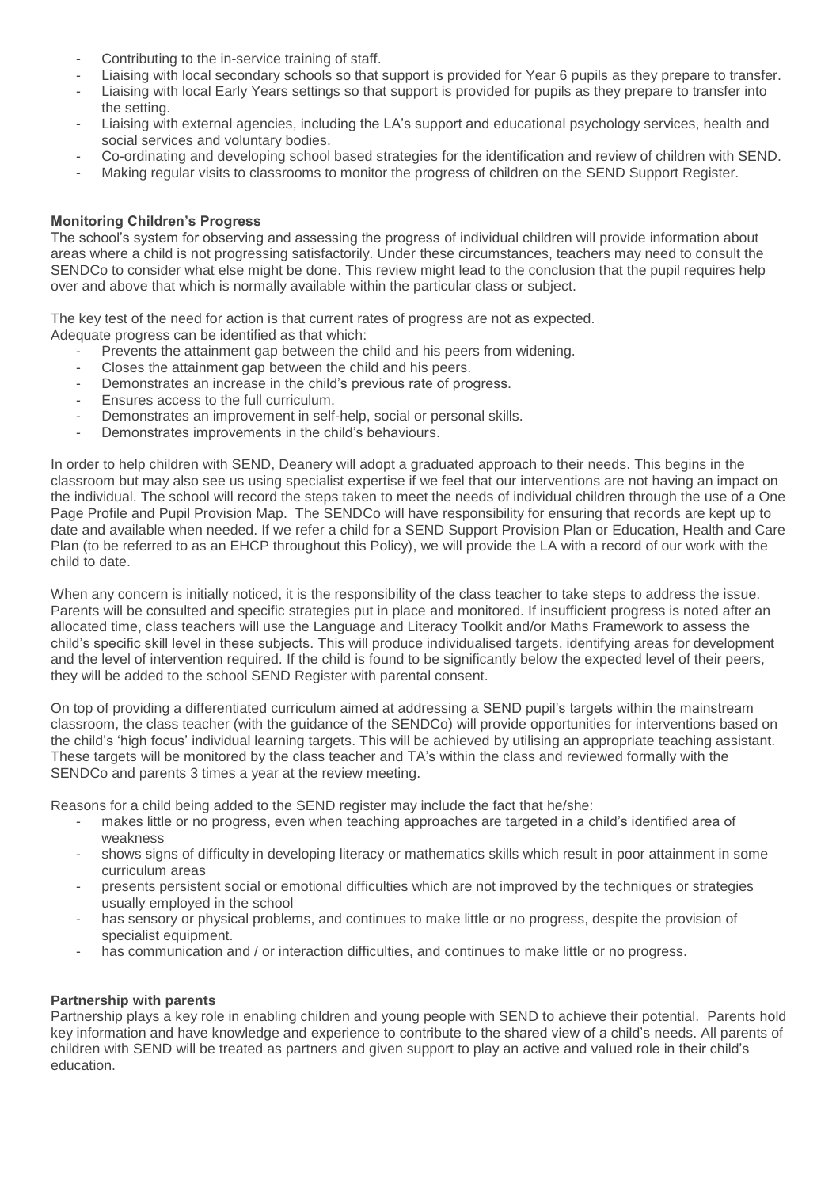- Contributing to the in-service training of staff.
- Liaising with local secondary schools so that support is provided for Year 6 pupils as they prepare to transfer.
- Liaising with local Early Years settings so that support is provided for pupils as they prepare to transfer into the setting.
- Liaising with external agencies, including the LA's support and educational psychology services, health and social services and voluntary bodies.
- Co-ordinating and developing school based strategies for the identification and review of children with SEND.
- Making regular visits to classrooms to monitor the progress of children on the SEND Support Register.

**Monitoring Children's Progress**

The school's system for observing and assessing the progress of individual children will provide information about areas where a child is not progressing satisfactorily. Under these circumstances, teachers may need to consult the SENDCo to consider what else might be done. This review might lead to the conclusion that the pupil requires help over and above that which is normally available within the particular class or subject.

The key test of the need for action is that current rates of progress are not as expected.
Adequate progress can be identified as that which:

- Prevents the attainment gap between the child and his peers from widening.
- Closes the attainment gap between the child and his peers.
- Demonstrates an increase in the child's previous rate of progress.
- Ensures access to the full curriculum.
- Demonstrates an improvement in self-help, social or personal skills.
- Demonstrates improvements in the child's behaviours.

In order to help children with SEND, Deanery will adopt a graduated approach to their needs. This begins in the classroom but may also see us using specialist expertise if we feel that our interventions are not having an impact on the individual. The school will record the steps taken to meet the needs of individual children through the use of a One Page Profile and Pupil Provision Map. The SENDCo will have responsibility for ensuring that records are kept up to date and available when needed. If we refer a child for a SEND Support Provision Plan or Education, Health and Care Plan (to be referred to as an EHCP throughout this Policy), we will provide the LA with a record of our work with the child to date.

When any concern is initially noticed, it is the responsibility of the class teacher to take steps to address the issue. Parents will be consulted and specific strategies put in place and monitored. If insufficient progress is noted after an allocated time, class teachers will use the Language and Literacy Toolkit and/or Maths Framework to assess the child's specific skill level in these subjects. This will produce individualised targets, identifying areas for development and the level of intervention required. If the child is found to be significantly below the expected level of their peers, they will be added to the school SEND Register with parental consent.

On top of providing a differentiated curriculum aimed at addressing a SEND pupil's targets within the mainstream classroom, the class teacher (with the guidance of the SENDCo) will provide opportunities for interventions based on the child's 'high focus' individual learning targets. This will be achieved by utilising an appropriate teaching assistant. These targets will be monitored by the class teacher and TA's within the class and reviewed formally with the SENDCo and parents 3 times a year at the review meeting.

Reasons for a child being added to the SEND register may include the fact that he/she:

- makes little or no progress, even when teaching approaches are targeted in a child's identified area of weakness
- shows signs of difficulty in developing literacy or mathematics skills which result in poor attainment in some curriculum areas
- presents persistent social or emotional difficulties which are not improved by the techniques or strategies usually employed in the school
- has sensory or physical problems, and continues to make little or no progress, despite the provision of specialist equipment.
- has communication and / or interaction difficulties, and continues to make little or no progress.

**Partnership with parents**

Partnership plays a key role in enabling children and young people with SEND to achieve their potential. Parents hold key information and have knowledge and experience to contribute to the shared view of a child's needs. All parents of children with SEND will be treated as partners and given support to play an active and valued role in their child's education.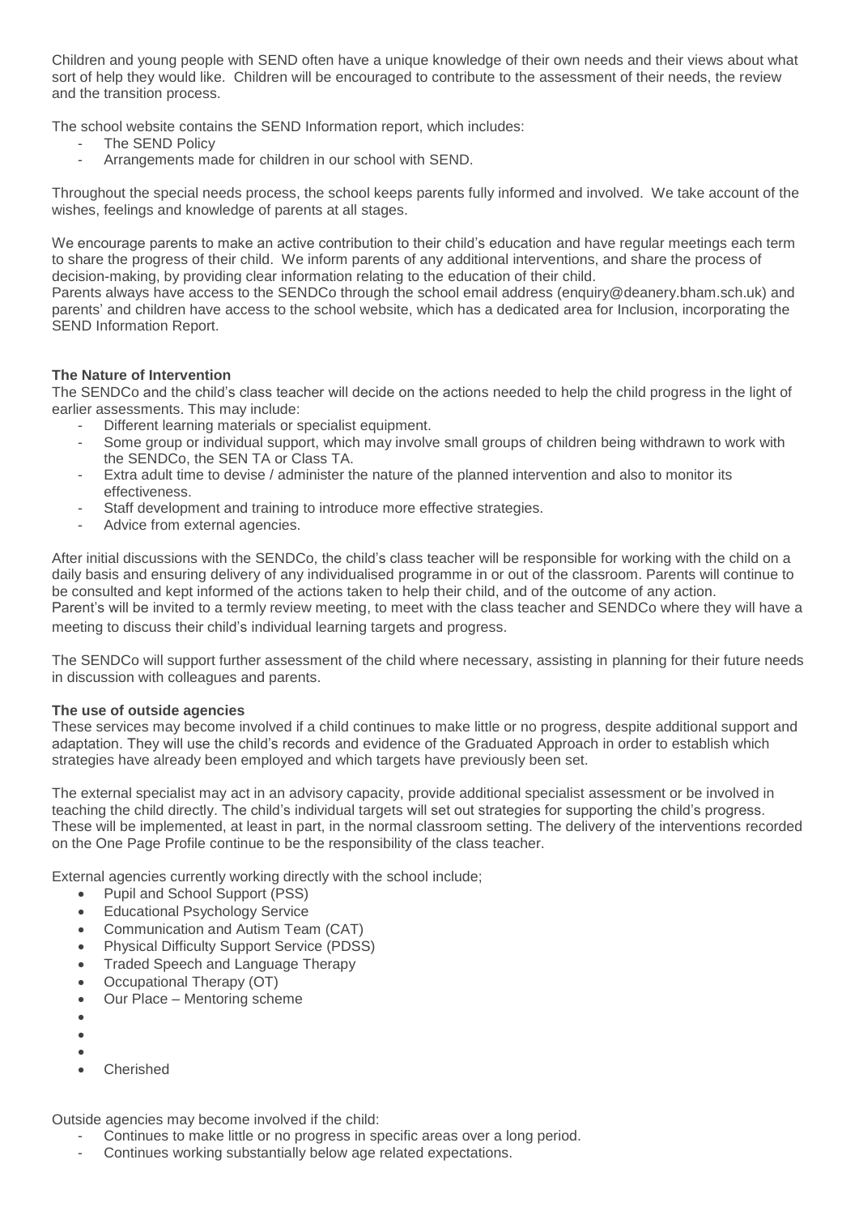Children and young people with SEND often have a unique knowledge of their own needs and their views about what sort of help they would like. Children will be encouraged to contribute to the assessment of their needs, the review and the transition process.

The school website contains the SEND Information report, which includes:

- The SEND Policy
- Arrangements made for children in our school with SEND.

Throughout the special needs process, the school keeps parents fully informed and involved. We take account of the wishes, feelings and knowledge of parents at all stages.

We encourage parents to make an active contribution to their child's education and have regular meetings each term to share the progress of their child. We inform parents of any additional interventions, and share the process of decision-making, by providing clear information relating to the education of their child.
Parents always have access to the SENDCo through the school email address (enquiry@deanery.bham.sch.uk) and parents' and children have access to the school website, which has a dedicated area for Inclusion, incorporating the SEND Information Report.

**The Nature of Intervention**
The SENDCo and the child's class teacher will decide on the actions needed to help the child progress in the light of earlier assessments. This may include:

- Different learning materials or specialist equipment.
- Some group or individual support, which may involve small groups of children being withdrawn to work with the SENDCo, the SEN TA or Class TA.
- Extra adult time to devise / administer the nature of the planned intervention and also to monitor its effectiveness.
- Staff development and training to introduce more effective strategies.
- Advice from external agencies.

After initial discussions with the SENDCo, the child's class teacher will be responsible for working with the child on a daily basis and ensuring delivery of any individualised programme in or out of the classroom. Parents will continue to be consulted and kept informed of the actions taken to help their child, and of the outcome of any action.
Parent's will be invited to a termly review meeting, to meet with the class teacher and SENDCo where they will have a meeting to discuss their child's individual learning targets and progress.

The SENDCo will support further assessment of the child where necessary, assisting in planning for their future needs in discussion with colleagues and parents.

**The use of outside agencies**
These services may become involved if a child continues to make little or no progress, despite additional support and adaptation. They will use the child's records and evidence of the Graduated Approach in order to establish which strategies have already been employed and which targets have previously been set.

The external specialist may act in an advisory capacity, provide additional specialist assessment or be involved in teaching the child directly. The child's individual targets will set out strategies for supporting the child's progress. These will be implemented, at least in part, in the normal classroom setting. The delivery of the interventions recorded on the One Page Profile continue to be the responsibility of the class teacher.

External agencies currently working directly with the school include;

- Pupil and School Support (PSS)
- Educational Psychology Service
- Communication and Autism Team (CAT)
- Physical Difficulty Support Service (PDSS)
- Traded Speech and Language Therapy
- Occupational Therapy (OT)
- Our Place – Mentoring scheme
- 
- 
- 
- Cherished

Outside agencies may become involved if the child:

- Continues to make little or no progress in specific areas over a long period.
- Continues working substantially below age related expectations.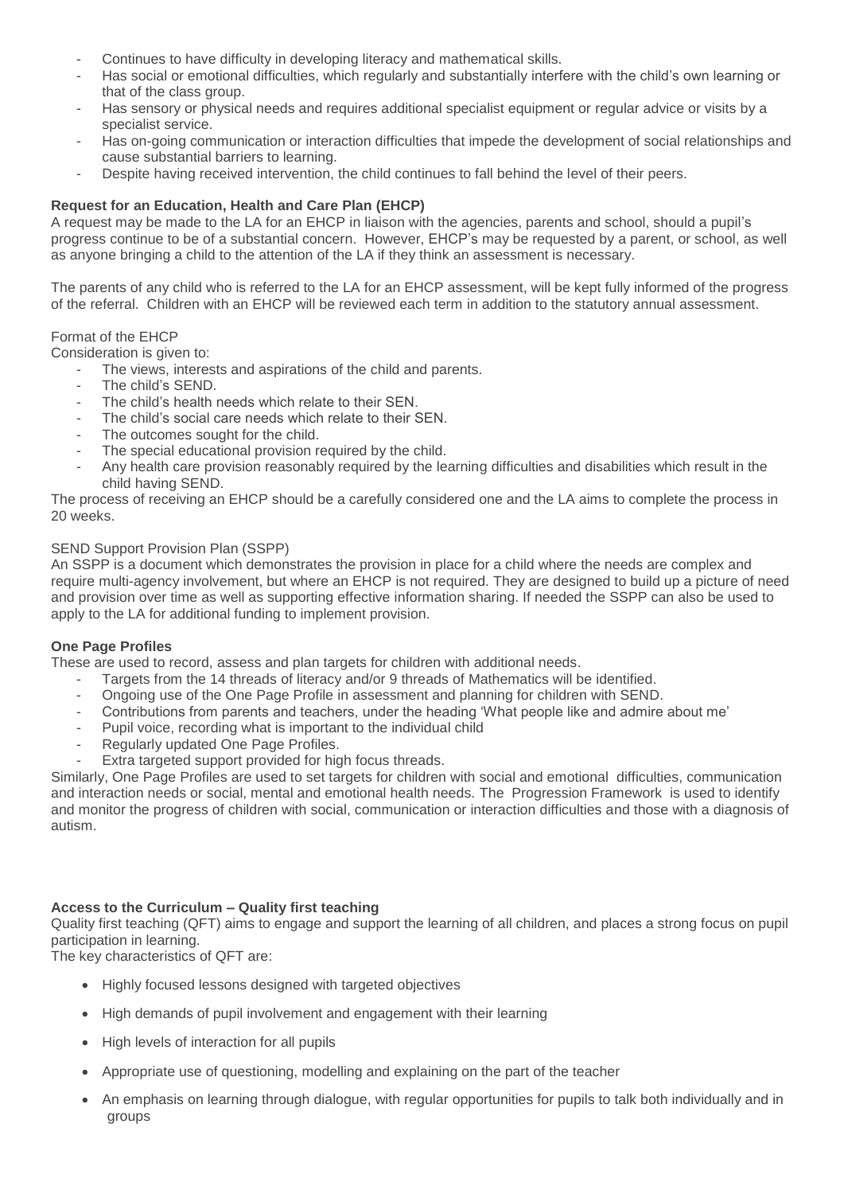- Continues to have difficulty in developing literacy and mathematical skills.
- Has social or emotional difficulties, which regularly and substantially interfere with the child's own learning or that of the class group.
- Has sensory or physical needs and requires additional specialist equipment or regular advice or visits by a specialist service.
- Has on-going communication or interaction difficulties that impede the development of social relationships and cause substantial barriers to learning.
- Despite having received intervention, the child continues to fall behind the level of their peers.

**Request for an Education, Health and Care Plan (EHCP)**

A request may be made to the LA for an EHCP in liaison with the agencies, parents and school, should a pupil's progress continue to be of a substantial concern. However, EHCP's may be requested by a parent, or school, as well as anyone bringing a child to the attention of the LA if they think an assessment is necessary.

The parents of any child who is referred to the LA for an EHCP assessment, will be kept fully informed of the progress of the referral. Children with an EHCP will be reviewed each term in addition to the statutory annual assessment.

Format of the EHCP

Consideration is given to:

- The views, interests and aspirations of the child and parents.
- The child's SEND.
- The child's health needs which relate to their SEN.
- The child's social care needs which relate to their SEN.
- The outcomes sought for the child.
- The special educational provision required by the child.
- Any health care provision reasonably required by the learning difficulties and disabilities which result in the child having SEND.

The process of receiving an EHCP should be a carefully considered one and the LA aims to complete the process in 20 weeks.

SEND Support Provision Plan (SSPP)

An SSPP is a document which demonstrates the provision in place for a child where the needs are complex and require multi-agency involvement, but where an EHCP is not required. They are designed to build up a picture of need and provision over time as well as supporting effective information sharing. If needed the SSPP can also be used to apply to the LA for additional funding to implement provision.

**One Page Profiles**

These are used to record, assess and plan targets for children with additional needs.

- Targets from the 14 threads of literacy and/or 9 threads of Mathematics will be identified.
- Ongoing use of the One Page Profile in assessment and planning for children with SEND.
- Contributions from parents and teachers, under the heading 'What people like and admire about me'
- Pupil voice, recording what is important to the individual child
- Regularly updated One Page Profiles.
- Extra targeted support provided for high focus threads.

Similarly, One Page Profiles are used to set targets for children with social and emotional difficulties, communication and interaction needs or social, mental and emotional health needs. The Progression Framework is used to identify and monitor the progress of children with social, communication or interaction difficulties and those with a diagnosis of autism.

**Access to the Curriculum – Quality first teaching**

Quality first teaching (QFT) aims to engage and support the learning of all children, and places a strong focus on pupil participation in learning.

The key characteristics of QFT are:

- Highly focused lessons designed with targeted objectives
- High demands of pupil involvement and engagement with their learning
- High levels of interaction for all pupils
- Appropriate use of questioning, modelling and explaining on the part of the teacher
- An emphasis on learning through dialogue, with regular opportunities for pupils to talk both individually and in groups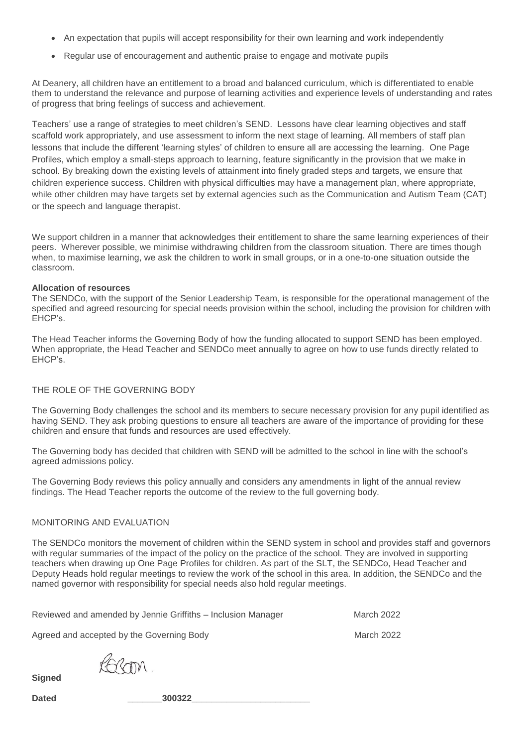- An expectation that pupils will accept responsibility for their own learning and work independently
- Regular use of encouragement and authentic praise to engage and motivate pupils

At Deanery, all children have an entitlement to a broad and balanced curriculum, which is differentiated to enable them to understand the relevance and purpose of learning activities and experience levels of understanding and rates of progress that bring feelings of success and achievement.

Teachers' use a range of strategies to meet children's SEND. Lessons have clear learning objectives and staff scaffold work appropriately, and use assessment to inform the next stage of learning. All members of staff plan lessons that include the different 'learning styles' of children to ensure all are accessing the learning. One Page Profiles, which employ a small-steps approach to learning, feature significantly in the provision that we make in school. By breaking down the existing levels of attainment into finely graded steps and targets, we ensure that children experience success. Children with physical difficulties may have a management plan, where appropriate, while other children may have targets set by external agencies such as the Communication and Autism Team (CAT) or the speech and language therapist.

We support children in a manner that acknowledges their entitlement to share the same learning experiences of their peers. Wherever possible, we minimise withdrawing children from the classroom situation. There are times though when, to maximise learning, we ask the children to work in small groups, or in a one-to-one situation outside the classroom.

**Allocation of resources**

The SENDCo, with the support of the Senior Leadership Team, is responsible for the operational management of the specified and agreed resourcing for special needs provision within the school, including the provision for children with EHCP's.

The Head Teacher informs the Governing Body of how the funding allocated to support SEND has been employed. When appropriate, the Head Teacher and SENDCo meet annually to agree on how to use funds directly related to EHCP's.

## THE ROLE OF THE GOVERNING BODY

The Governing Body challenges the school and its members to secure necessary provision for any pupil identified as having SEND. They ask probing questions to ensure all teachers are aware of the importance of providing for these children and ensure that funds and resources are used effectively.

The Governing body has decided that children with SEND will be admitted to the school in line with the school's agreed admissions policy.

The Governing Body reviews this policy annually and considers any amendments in light of the annual review findings. The Head Teacher reports the outcome of the review to the full governing body.

## MONITORING AND EVALUATION

The SENDCo monitors the movement of children within the SEND system in school and provides staff and governors with regular summaries of the impact of the policy on the practice of the school. They are involved in supporting teachers when drawing up One Page Profiles for children. As part of the SLT, the SENDCo, Head Teacher and Deputy Heads hold regular meetings to review the work of the school in this area. In addition, the SENDCo and the named governor with responsibility for special needs also hold regular meetings.

Reviewed and amended by Jennie Griffiths – Inclusion Manager March 2022

Agreed and accepted by the Governing Body March 2022

**Signed**

**Dated** _______**300322**_______________________